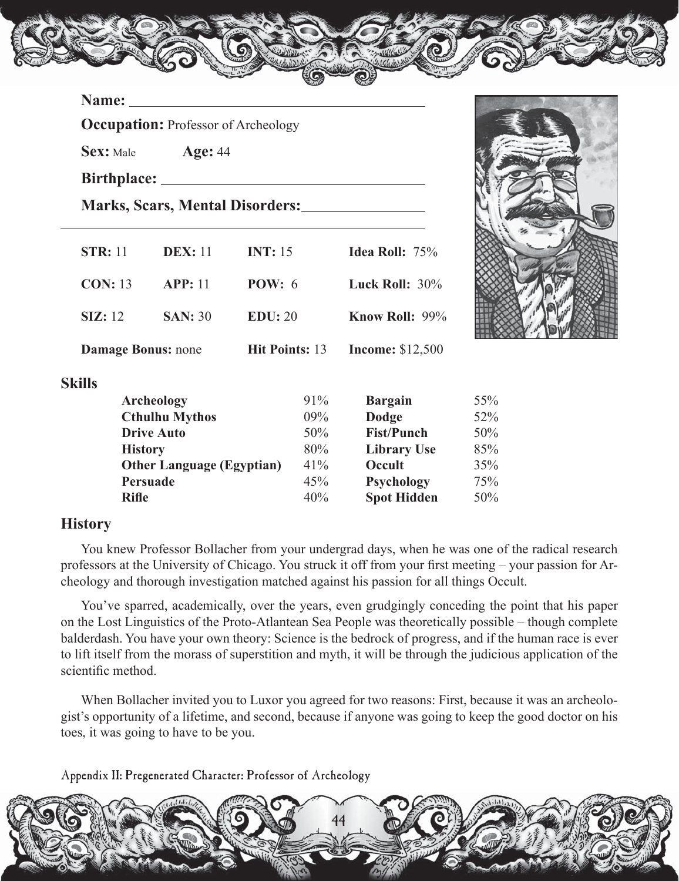**Name:** \_\_\_\_\_\_\_\_\_\_\_\_\_\_\_\_\_\_\_\_\_\_\_\_\_\_\_\_\_\_\_\_

**Occupation:** Professor of Archeology

**Sex:** Male **Age:** 44

**Birthplace:** \_\_\_\_\_\_\_\_\_\_\_\_\_\_\_\_\_\_\_\_\_\_\_\_\_\_\_\_\_\_\_\_

**Marks, Scars, Mental Disorders:** \_\_\_\_\_\_\_\_\_\_\_\_\_\_\_\_

| | | | |
|---|---|---|---|
| **STR:** 11 | **DEX:** 11 | **INT:** 15 | **Idea Roll:** 75% |
| **CON:** 13 | **APP:** 11 | **POW:** 6 | **Luck Roll:** 30% |
| **SIZ:** 12 | **SAN:** 30 | **EDU:** 20 | **Know Roll:** 99% |
| **Damage Bonus:** none | | **Hit Points:** 13 | **Income:** $12,500 |

## Skills

| | | | |
|---|---|---|---|
| **Archeology** | 91% | **Bargain** | 55% |
| **Cthulhu Mythos** | 09% | **Dodge** | 52% |
| **Drive Auto** | 50% | **Fist/Punch** | 50% |
| **History** | 80% | **Library Use** | 85% |
| **Other Language (Egyptian)** | 41% | **Occult** | 35% |
| **Persuade** | 45% | **Psychology** | 75% |
| **Rifle** | 40% | **Spot Hidden** | 50% |

## History

You knew Professor Bollacher from your undergrad days, when he was one of the radical research professors at the University of Chicago. You struck it off from your first meeting – your passion for Archeology and thorough investigation matched against his passion for all things Occult.

You've sparred, academically, over the years, even grudgingly conceding the point that his paper on the Lost Linguistics of the Proto-Atlantean Sea People was theoretically possible – though complete balderdash. You have your own theory: Science is the bedrock of progress, and if the human race is ever to lift itself from the morass of superstition and myth, it will be through the judicious application of the scientific method.

When Bollacher invited you to Luxor you agreed for two reasons: First, because it was an archeologist's opportunity of a lifetime, and second, because if anyone was going to keep the good doctor on his toes, it was going to have to be you.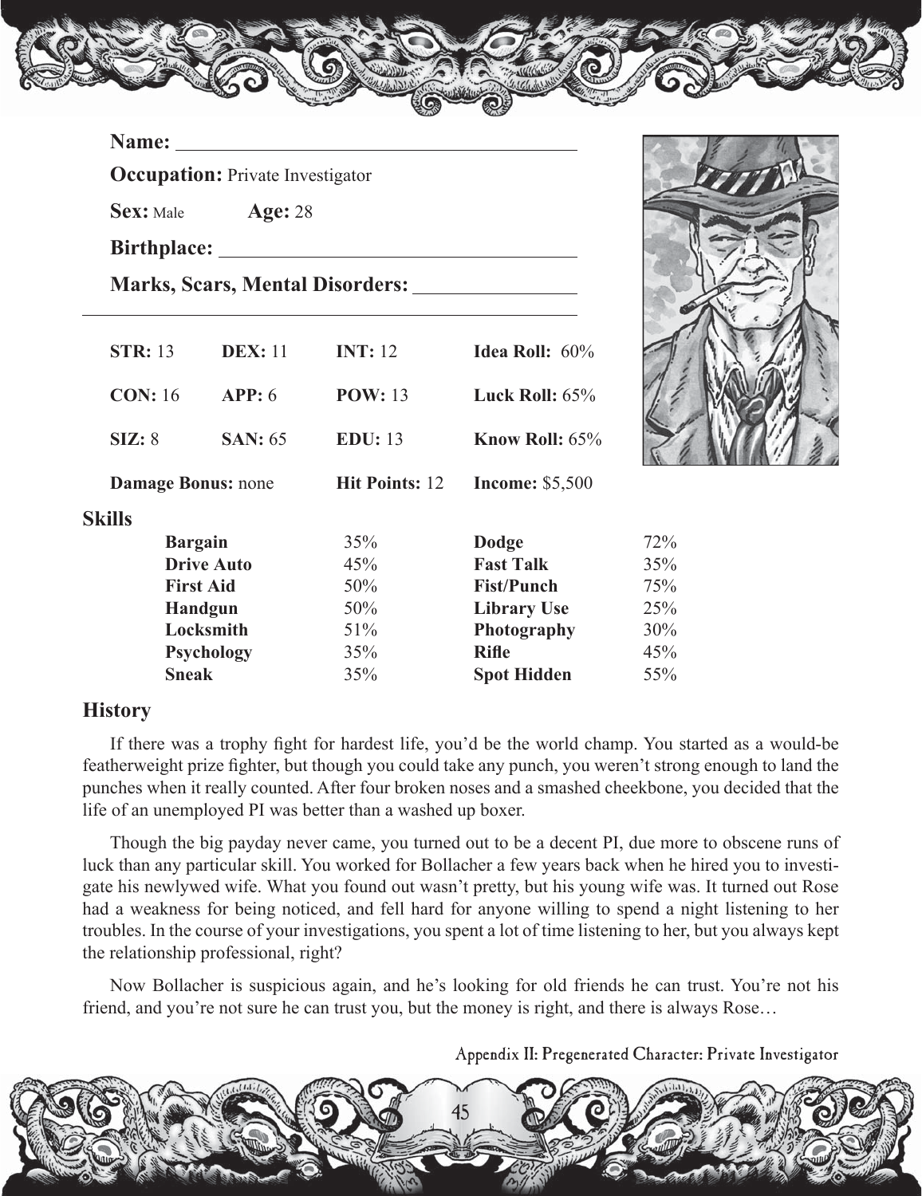**Name:** 

**Occupation:** Private Investigator

**Sex:** Male **Age:** 28

**Birthplace:** 

**Marks, Scars, Mental Disorders:** 

| | | | |
|---|---|---|---|
| **STR:** 13 | **DEX:** 11 | **INT:** 12 | **Idea Roll:** 60% |
| **CON:** 16 | **APP:** 6 | **POW:** 13 | **Luck Roll:** 65% |
| **SIZ:** 8 | **SAN:** 65 | **EDU:** 13 | **Know Roll:** 65% |
| **Damage Bonus:** none | | **Hit Points:** 12 | **Income:** $5,500 |

## Skills

| Skill | % | Skill | % |
|---|---|---|---|
| **Bargain** | 35% | **Dodge** | 72% |
| **Drive Auto** | 45% | **Fast Talk** | 35% |
| **First Aid** | 50% | **Fist/Punch** | 75% |
| **Handgun** | 50% | **Library Use** | 25% |
| **Locksmith** | 51% | **Photography** | 30% |
| **Psychology** | 35% | **Rifle** | 45% |
| **Sneak** | 35% | **Spot Hidden** | 55% |

## History

If there was a trophy fight for hardest life, you'd be the world champ. You started as a would-be featherweight prize fighter, but though you could take any punch, you weren't strong enough to land the punches when it really counted. After four broken noses and a smashed cheekbone, you decided that the life of an unemployed PI was better than a washed up boxer.

Though the big payday never came, you turned out to be a decent PI, due more to obscene runs of luck than any particular skill. You worked for Bollacher a few years back when he hired you to investigate his newlywed wife. What you found out wasn't pretty, but his young wife was. It turned out Rose had a weakness for being noticed, and fell hard for anyone willing to spend a night listening to her troubles. In the course of your investigations, you spent a lot of time listening to her, but you always kept the relationship professional, right?

Now Bollacher is suspicious again, and he's looking for old friends he can trust. You're not his friend, and you're not sure he can trust you, but the money is right, and there is always Rose…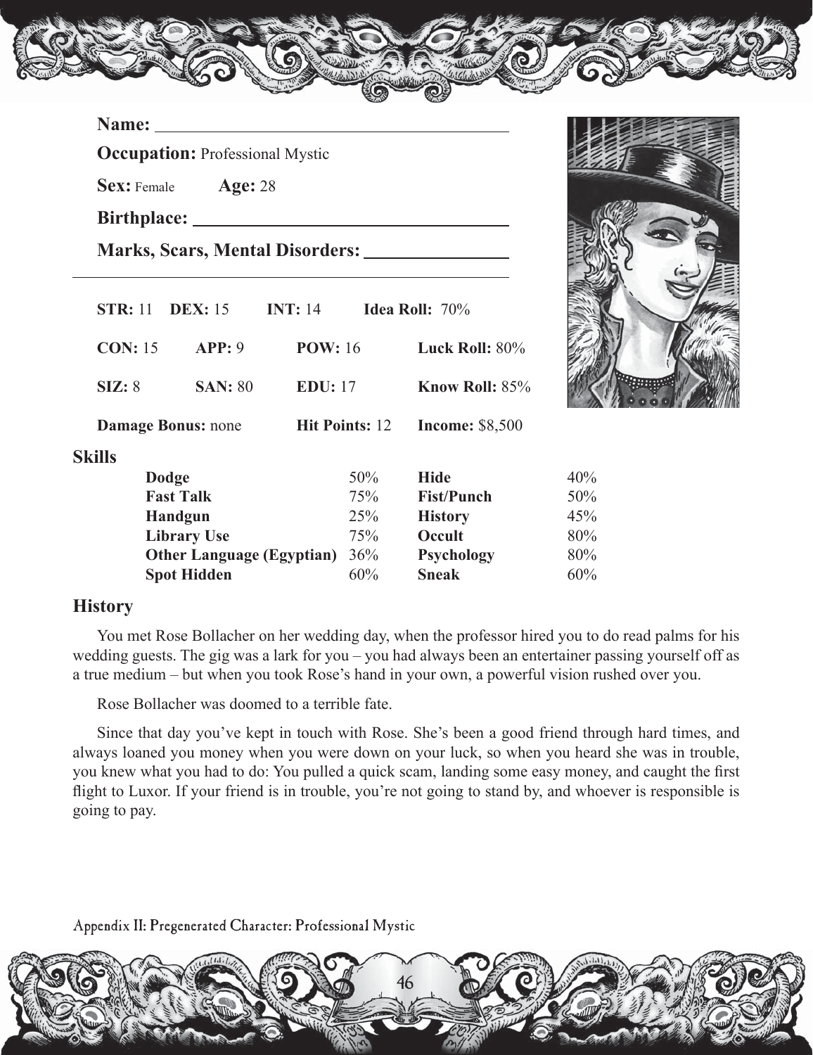**Name:** 

**Occupation:** Professional Mystic

**Sex:** Female **Age:** 28

**Birthplace:** 

**Marks, Scars, Mental Disorders:** 

| | | | |
|---|---|---|---|
| **STR:** 11 | **DEX:** 15 | **INT:** 14 | **Idea Roll:** 70% |
| **CON:** 15 | **APP:** 9 | **POW:** 16 | **Luck Roll:** 80% |
| **SIZ:** 8 | **SAN:** 80 | **EDU:** 17 | **Know Roll:** 85% |
| **Damage Bonus:** none | | **Hit Points:** 12 | **Income:** $8,500 |

## Skills

| | | | |
|---|---|---|---|
| **Dodge** | 50% | **Hide** | 40% |
| **Fast Talk** | 75% | **Fist/Punch** | 50% |
| **Handgun** | 25% | **History** | 45% |
| **Library Use** | 75% | **Occult** | 80% |
| **Other Language (Egyptian)** | 36% | **Psychology** | 80% |
| **Spot Hidden** | 60% | **Sneak** | 60% |

## History

You met Rose Bollacher on her wedding day, when the professor hired you to do read palms for his wedding guests. The gig was a lark for you – you had always been an entertainer passing yourself off as a true medium – but when you took Rose's hand in your own, a powerful vision rushed over you.

Rose Bollacher was doomed to a terrible fate.

Since that day you've kept in touch with Rose. She's been a good friend through hard times, and always loaned you money when you were down on your luck, so when you heard she was in trouble, you knew what you had to do: You pulled a quick scam, landing some easy money, and caught the first flight to Luxor. If your friend is in trouble, you're not going to stand by, and whoever is responsible is going to pay.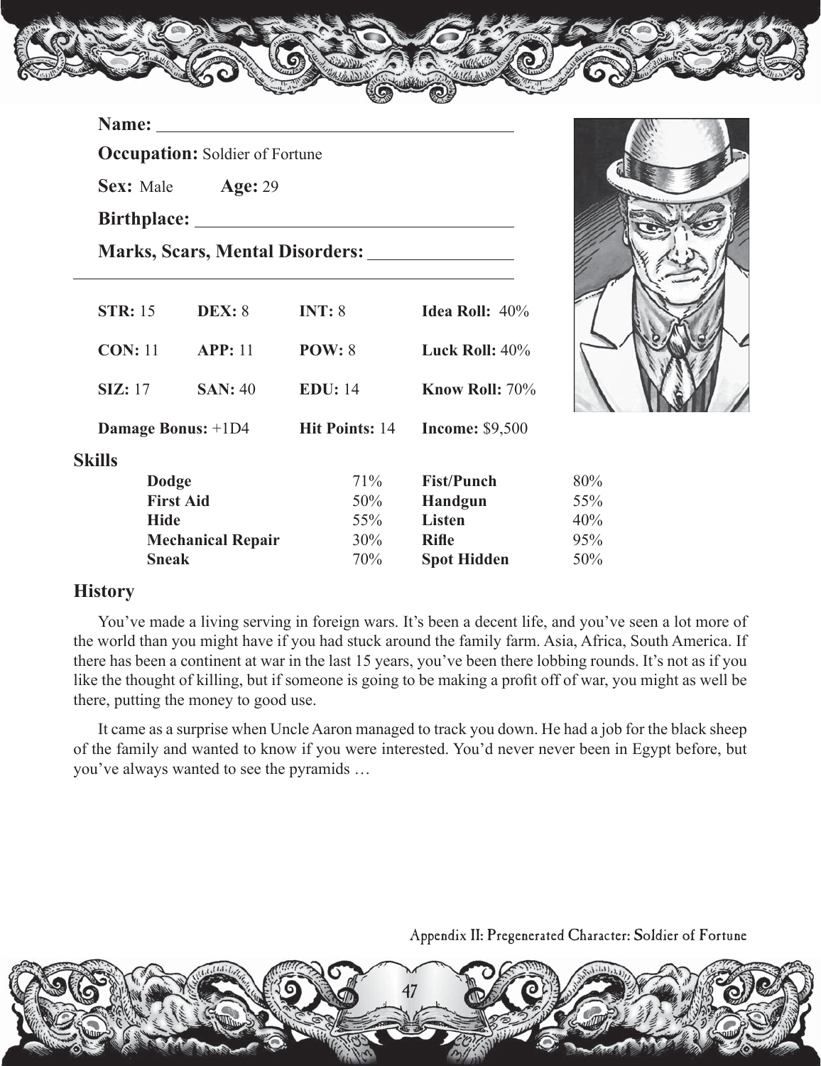**Name:** ________________________________

**Occupation:** Soldier of Fortune

**Sex:** Male **Age:** 29

**Birthplace:** ________________________________

**Marks, Scars, Mental Disorders:** ________________________________

| | | | |
|---|---|---|---|
| **STR:** 15 | **DEX:** 8 | **INT:** 8 | **Idea Roll:** 40% |
| **CON:** 11 | **APP:** 11 | **POW:** 8 | **Luck Roll:** 40% |
| **SIZ:** 17 | **SAN:** 40 | **EDU:** 14 | **Know Roll:** 70% |
| **Damage Bonus:** +1D4 | | **Hit Points:** 14 | **Income:** $9,500 |

## Skills

| | | | |
|---|---|---|---|
| **Dodge** | 71% | **Fist/Punch** | 80% |
| **First Aid** | 50% | **Handgun** | 55% |
| **Hide** | 55% | **Listen** | 40% |
| **Mechanical Repair** | 30% | **Rifle** | 95% |
| **Sneak** | 70% | **Spot Hidden** | 50% |

## History

You've made a living serving in foreign wars. It's been a decent life, and you've seen a lot more of the world than you might have if you had stuck around the family farm. Asia, Africa, South America. If there has been a continent at war in the last 15 years, you've been there lobbing rounds. It's not as if you like the thought of killing, but if someone is going to be making a profit off of war, you might as well be there, putting the money to good use.

It came as a surprise when Uncle Aaron managed to track you down. He had a job for the black sheep of the family and wanted to know if you were interested. You'd never never been in Egypt before, but you've always wanted to see the pyramids …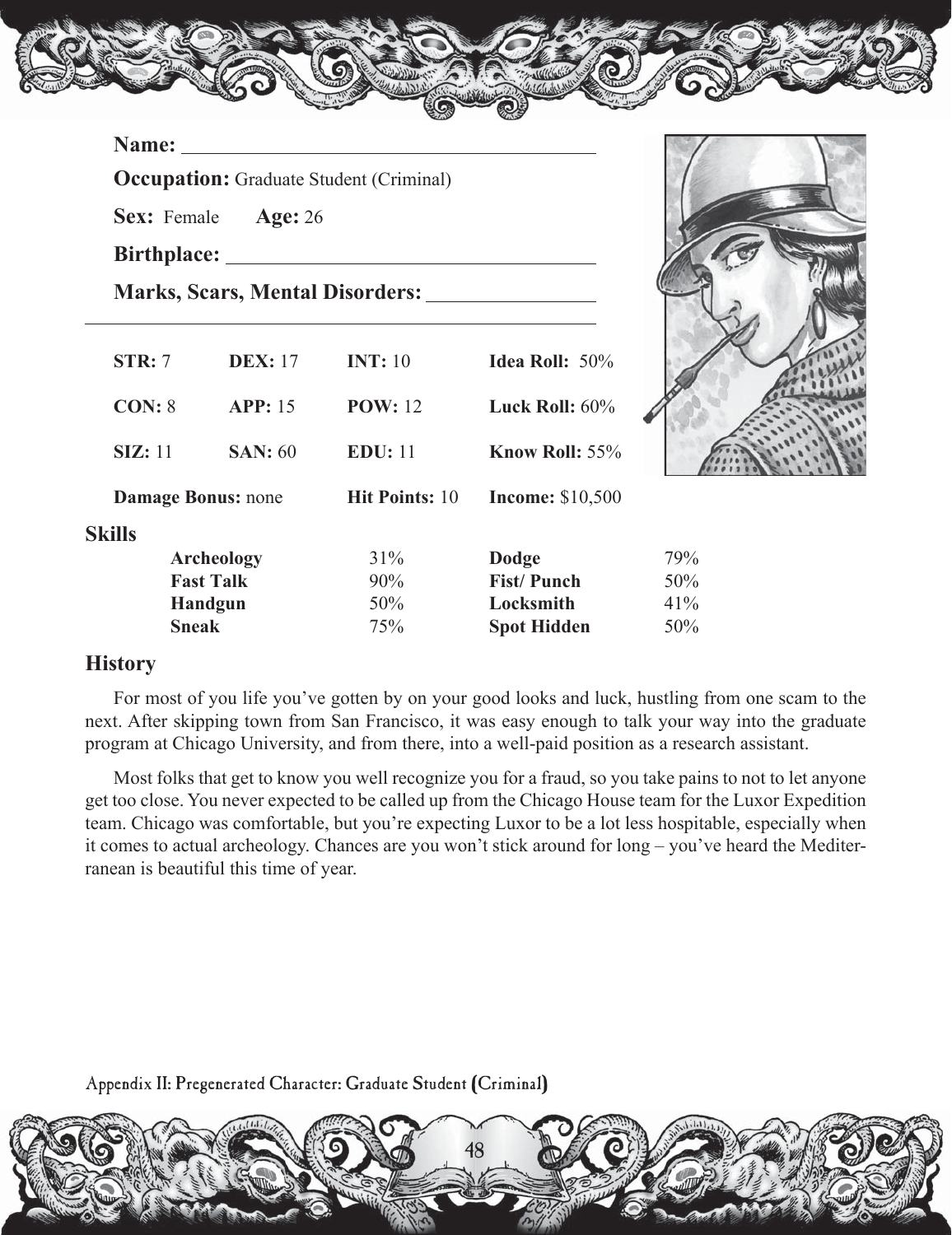**Name:** ________________________________

**Occupation:** Graduate Student (Criminal)

**Sex:** Female **Age:** 26

**Birthplace:** ________________________________

**Marks, Scars, Mental Disorders:** ________________________________

| | | | |
|---|---|---|---|
| **STR:** 7 | **DEX:** 17 | **INT:** 10 | **Idea Roll:** 50% |
| **CON:** 8 | **APP:** 15 | **POW:** 12 | **Luck Roll:** 60% |
| **SIZ:** 11 | **SAN:** 60 | **EDU:** 11 | **Know Roll:** 55% |
| **Damage Bonus:** none | | **Hit Points:** 10 | **Income:** $10,500 |

## Skills

| | | | |
|---|---|---|---|
| **Archeology** | 31% | **Dodge** | 79% |
| **Fast Talk** | 90% | **Fist/ Punch** | 50% |
| **Handgun** | 50% | **Locksmith** | 41% |
| **Sneak** | 75% | **Spot Hidden** | 50% |

## History

For most of you life you've gotten by on your good looks and luck, hustling from one scam to the next. After skipping town from San Francisco, it was easy enough to talk your way into the graduate program at Chicago University, and from there, into a well-paid position as a research assistant.

Most folks that get to know you well recognize you for a fraud, so you take pains to not to let anyone get too close. You never expected to be called up from the Chicago House team for the Luxor Expedition team. Chicago was comfortable, but you're expecting Luxor to be a lot less hospitable, especially when it comes to actual archeology. Chances are you won't stick around for long – you've heard the Mediterranean is beautiful this time of year.

Appendix II: Pregenerated Character: Graduate Student (Criminal)